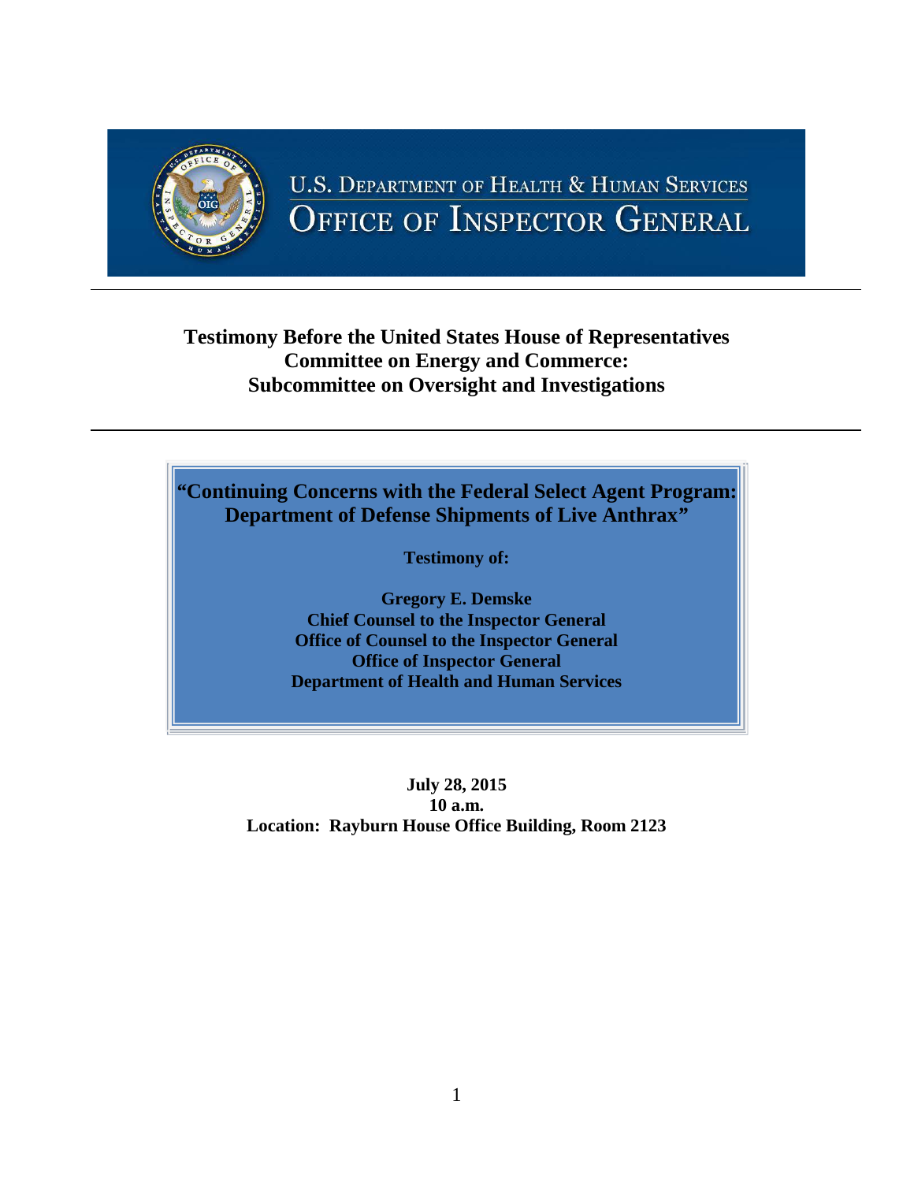U.S. Department of Health & Human Services
Office of Inspector General

**Testimony Before the United States House of Representatives**
**Committee on Energy and Commerce:**
**Subcommittee on Oversight and Investigations**

---

# "Continuing Concerns with the Federal Select Agent Program: Department of Defense Shipments of Live Anthrax"

**Testimony of:**

**Gregory E. Demske**
**Chief Counsel to the Inspector General**
**Office of Counsel to the Inspector General**
**Office of Inspector General**
**Department of Health and Human Services**

**July 28, 2015**
**10 a.m.**
**Location: Rayburn House Office Building, Room 2123**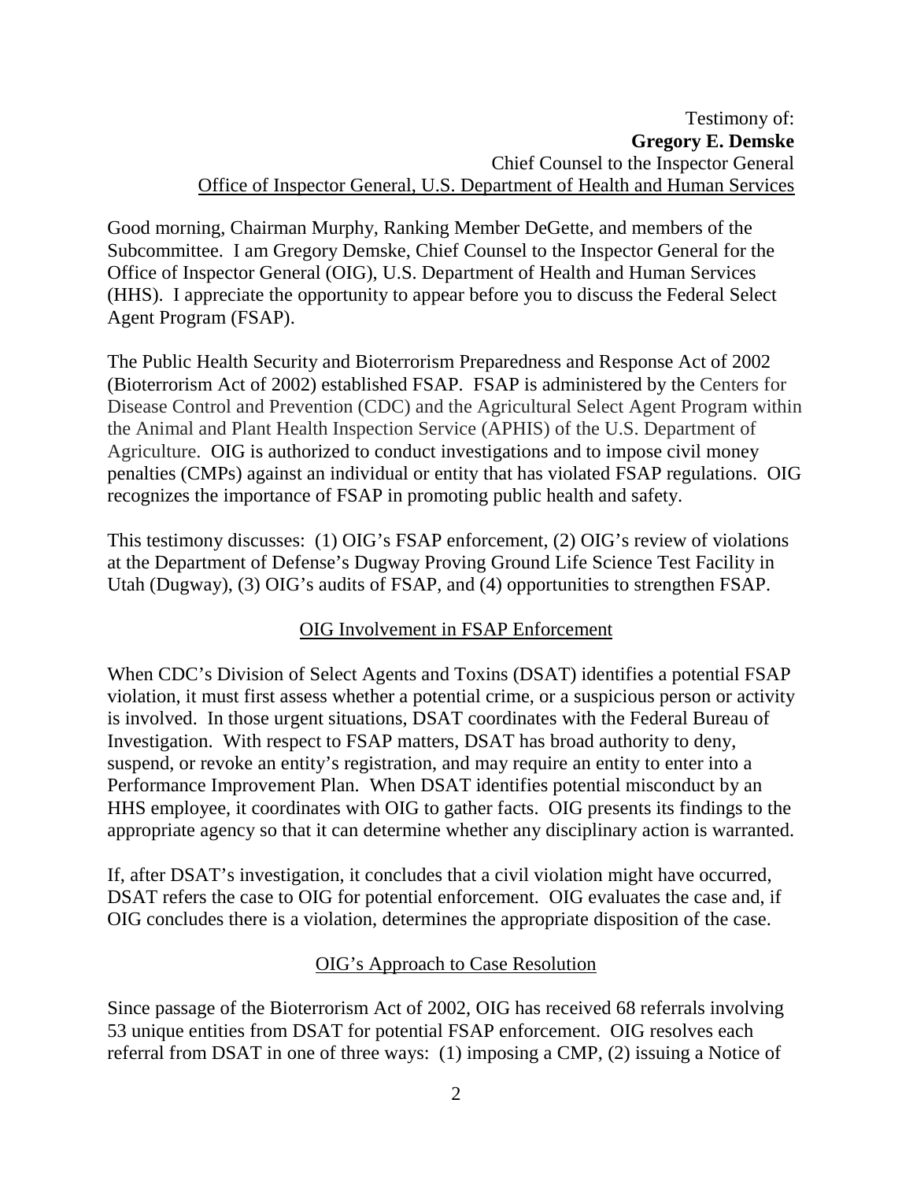Testimony of:
**Gregory E. Demske**
Chief Counsel to the Inspector General
Office of Inspector General, U.S. Department of Health and Human Services

Good morning, Chairman Murphy, Ranking Member DeGette, and members of the Subcommittee. I am Gregory Demske, Chief Counsel to the Inspector General for the Office of Inspector General (OIG), U.S. Department of Health and Human Services (HHS). I appreciate the opportunity to appear before you to discuss the Federal Select Agent Program (FSAP).

The Public Health Security and Bioterrorism Preparedness and Response Act of 2002 (Bioterrorism Act of 2002) established FSAP. FSAP is administered by the Centers for Disease Control and Prevention (CDC) and the Agricultural Select Agent Program within the Animal and Plant Health Inspection Service (APHIS) of the U.S. Department of Agriculture. OIG is authorized to conduct investigations and to impose civil money penalties (CMPs) against an individual or entity that has violated FSAP regulations. OIG recognizes the importance of FSAP in promoting public health and safety.

This testimony discusses: (1) OIG's FSAP enforcement, (2) OIG's review of violations at the Department of Defense's Dugway Proving Ground Life Science Test Facility in Utah (Dugway), (3) OIG's audits of FSAP, and (4) opportunities to strengthen FSAP.

## OIG Involvement in FSAP Enforcement

When CDC's Division of Select Agents and Toxins (DSAT) identifies a potential FSAP violation, it must first assess whether a potential crime, or a suspicious person or activity is involved. In those urgent situations, DSAT coordinates with the Federal Bureau of Investigation. With respect to FSAP matters, DSAT has broad authority to deny, suspend, or revoke an entity's registration, and may require an entity to enter into a Performance Improvement Plan. When DSAT identifies potential misconduct by an HHS employee, it coordinates with OIG to gather facts. OIG presents its findings to the appropriate agency so that it can determine whether any disciplinary action is warranted.

If, after DSAT's investigation, it concludes that a civil violation might have occurred, DSAT refers the case to OIG for potential enforcement. OIG evaluates the case and, if OIG concludes there is a violation, determines the appropriate disposition of the case.

## OIG's Approach to Case Resolution

Since passage of the Bioterrorism Act of 2002, OIG has received 68 referrals involving 53 unique entities from DSAT for potential FSAP enforcement. OIG resolves each referral from DSAT in one of three ways: (1) imposing a CMP, (2) issuing a Notice of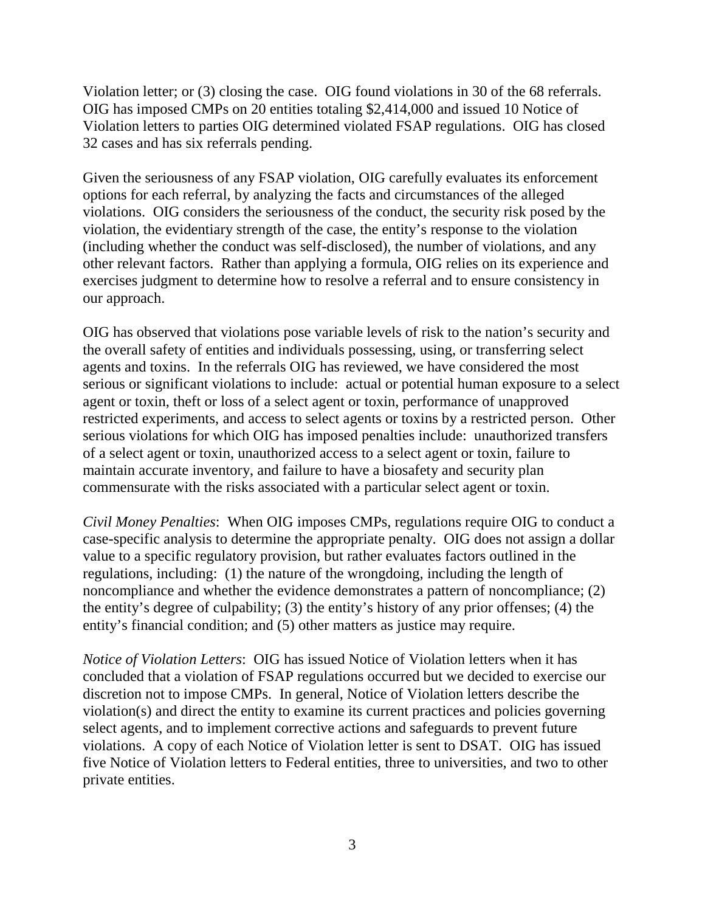Violation letter; or (3) closing the case. OIG found violations in 30 of the 68 referrals. OIG has imposed CMPs on 20 entities totaling $2,414,000 and issued 10 Notice of Violation letters to parties OIG determined violated FSAP regulations. OIG has closed 32 cases and has six referrals pending.

Given the seriousness of any FSAP violation, OIG carefully evaluates its enforcement options for each referral, by analyzing the facts and circumstances of the alleged violations. OIG considers the seriousness of the conduct, the security risk posed by the violation, the evidentiary strength of the case, the entity's response to the violation (including whether the conduct was self-disclosed), the number of violations, and any other relevant factors. Rather than applying a formula, OIG relies on its experience and exercises judgment to determine how to resolve a referral and to ensure consistency in our approach.

OIG has observed that violations pose variable levels of risk to the nation's security and the overall safety of entities and individuals possessing, using, or transferring select agents and toxins. In the referrals OIG has reviewed, we have considered the most serious or significant violations to include: actual or potential human exposure to a select agent or toxin, theft or loss of a select agent or toxin, performance of unapproved restricted experiments, and access to select agents or toxins by a restricted person. Other serious violations for which OIG has imposed penalties include: unauthorized transfers of a select agent or toxin, unauthorized access to a select agent or toxin, failure to maintain accurate inventory, and failure to have a biosafety and security plan commensurate with the risks associated with a particular select agent or toxin.

*Civil Money Penalties*: When OIG imposes CMPs, regulations require OIG to conduct a case-specific analysis to determine the appropriate penalty. OIG does not assign a dollar value to a specific regulatory provision, but rather evaluates factors outlined in the regulations, including: (1) the nature of the wrongdoing, including the length of noncompliance and whether the evidence demonstrates a pattern of noncompliance; (2) the entity's degree of culpability; (3) the entity's history of any prior offenses; (4) the entity's financial condition; and (5) other matters as justice may require.

*Notice of Violation Letters*: OIG has issued Notice of Violation letters when it has concluded that a violation of FSAP regulations occurred but we decided to exercise our discretion not to impose CMPs. In general, Notice of Violation letters describe the violation(s) and direct the entity to examine its current practices and policies governing select agents, and to implement corrective actions and safeguards to prevent future violations. A copy of each Notice of Violation letter is sent to DSAT. OIG has issued five Notice of Violation letters to Federal entities, three to universities, and two to other private entities.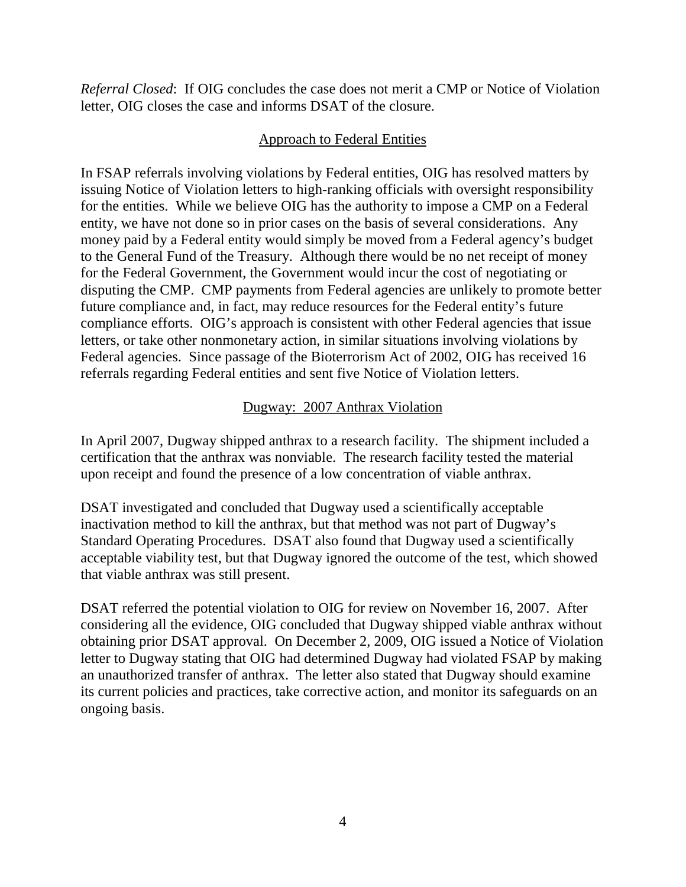*Referral Closed*: If OIG concludes the case does not merit a CMP or Notice of Violation letter, OIG closes the case and informs DSAT of the closure.

## Approach to Federal Entities

In FSAP referrals involving violations by Federal entities, OIG has resolved matters by issuing Notice of Violation letters to high-ranking officials with oversight responsibility for the entities. While we believe OIG has the authority to impose a CMP on a Federal entity, we have not done so in prior cases on the basis of several considerations. Any money paid by a Federal entity would simply be moved from a Federal agency's budget to the General Fund of the Treasury. Although there would be no net receipt of money for the Federal Government, the Government would incur the cost of negotiating or disputing the CMP. CMP payments from Federal agencies are unlikely to promote better future compliance and, in fact, may reduce resources for the Federal entity's future compliance efforts. OIG's approach is consistent with other Federal agencies that issue letters, or take other nonmonetary action, in similar situations involving violations by Federal agencies. Since passage of the Bioterrorism Act of 2002, OIG has received 16 referrals regarding Federal entities and sent five Notice of Violation letters.

## Dugway: 2007 Anthrax Violation

In April 2007, Dugway shipped anthrax to a research facility. The shipment included a certification that the anthrax was nonviable. The research facility tested the material upon receipt and found the presence of a low concentration of viable anthrax.

DSAT investigated and concluded that Dugway used a scientifically acceptable inactivation method to kill the anthrax, but that method was not part of Dugway's Standard Operating Procedures. DSAT also found that Dugway used a scientifically acceptable viability test, but that Dugway ignored the outcome of the test, which showed that viable anthrax was still present.

DSAT referred the potential violation to OIG for review on November 16, 2007. After considering all the evidence, OIG concluded that Dugway shipped viable anthrax without obtaining prior DSAT approval. On December 2, 2009, OIG issued a Notice of Violation letter to Dugway stating that OIG had determined Dugway had violated FSAP by making an unauthorized transfer of anthrax. The letter also stated that Dugway should examine its current policies and practices, take corrective action, and monitor its safeguards on an ongoing basis.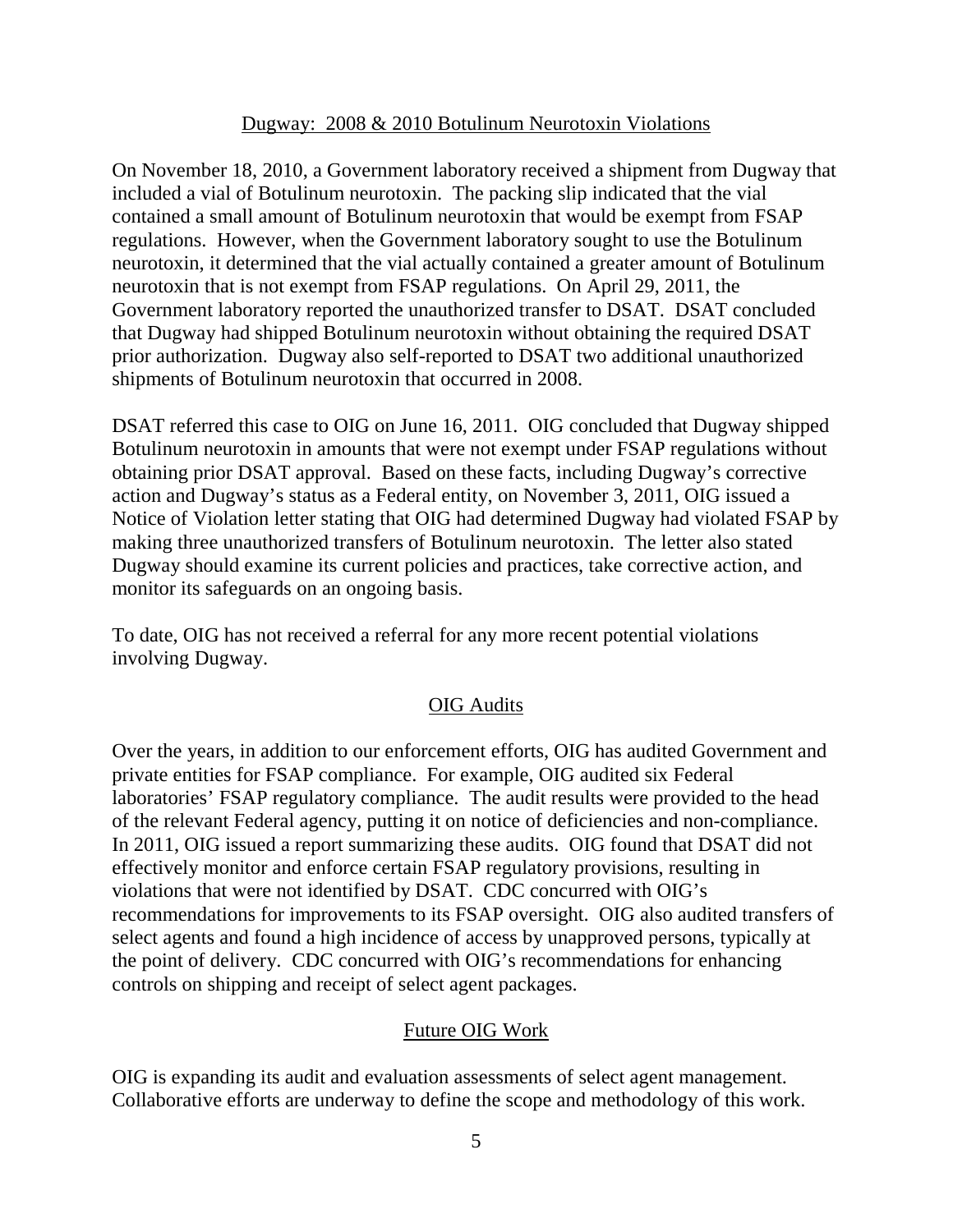## Dugway: 2008 & 2010 Botulinum Neurotoxin Violations

On November 18, 2010, a Government laboratory received a shipment from Dugway that included a vial of Botulinum neurotoxin. The packing slip indicated that the vial contained a small amount of Botulinum neurotoxin that would be exempt from FSAP regulations. However, when the Government laboratory sought to use the Botulinum neurotoxin, it determined that the vial actually contained a greater amount of Botulinum neurotoxin that is not exempt from FSAP regulations. On April 29, 2011, the Government laboratory reported the unauthorized transfer to DSAT. DSAT concluded that Dugway had shipped Botulinum neurotoxin without obtaining the required DSAT prior authorization. Dugway also self-reported to DSAT two additional unauthorized shipments of Botulinum neurotoxin that occurred in 2008.

DSAT referred this case to OIG on June 16, 2011. OIG concluded that Dugway shipped Botulinum neurotoxin in amounts that were not exempt under FSAP regulations without obtaining prior DSAT approval. Based on these facts, including Dugway's corrective action and Dugway's status as a Federal entity, on November 3, 2011, OIG issued a Notice of Violation letter stating that OIG had determined Dugway had violated FSAP by making three unauthorized transfers of Botulinum neurotoxin. The letter also stated Dugway should examine its current policies and practices, take corrective action, and monitor its safeguards on an ongoing basis.

To date, OIG has not received a referral for any more recent potential violations involving Dugway.

## OIG Audits

Over the years, in addition to our enforcement efforts, OIG has audited Government and private entities for FSAP compliance. For example, OIG audited six Federal laboratories' FSAP regulatory compliance. The audit results were provided to the head of the relevant Federal agency, putting it on notice of deficiencies and non-compliance. In 2011, OIG issued a report summarizing these audits. OIG found that DSAT did not effectively monitor and enforce certain FSAP regulatory provisions, resulting in violations that were not identified by DSAT. CDC concurred with OIG's recommendations for improvements to its FSAP oversight. OIG also audited transfers of select agents and found a high incidence of access by unapproved persons, typically at the point of delivery. CDC concurred with OIG's recommendations for enhancing controls on shipping and receipt of select agent packages.

## Future OIG Work

OIG is expanding its audit and evaluation assessments of select agent management. Collaborative efforts are underway to define the scope and methodology of this work.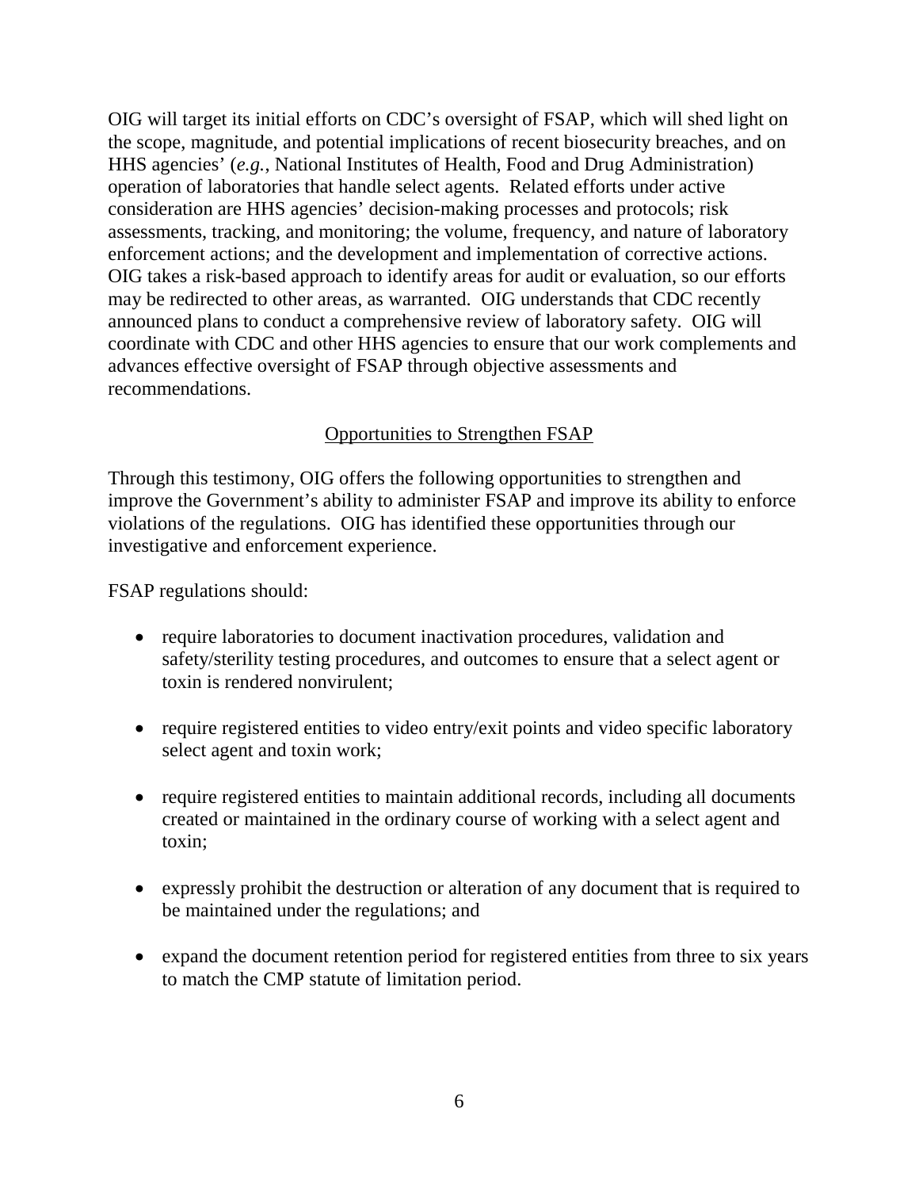OIG will target its initial efforts on CDC's oversight of FSAP, which will shed light on the scope, magnitude, and potential implications of recent biosecurity breaches, and on HHS agencies' (*e.g.*, National Institutes of Health, Food and Drug Administration) operation of laboratories that handle select agents. Related efforts under active consideration are HHS agencies' decision-making processes and protocols; risk assessments, tracking, and monitoring; the volume, frequency, and nature of laboratory enforcement actions; and the development and implementation of corrective actions. OIG takes a risk-based approach to identify areas for audit or evaluation, so our efforts may be redirected to other areas, as warranted. OIG understands that CDC recently announced plans to conduct a comprehensive review of laboratory safety. OIG will coordinate with CDC and other HHS agencies to ensure that our work complements and advances effective oversight of FSAP through objective assessments and recommendations.

## Opportunities to Strengthen FSAP

Through this testimony, OIG offers the following opportunities to strengthen and improve the Government's ability to administer FSAP and improve its ability to enforce violations of the regulations. OIG has identified these opportunities through our investigative and enforcement experience.

FSAP regulations should:

- require laboratories to document inactivation procedures, validation and safety/sterility testing procedures, and outcomes to ensure that a select agent or toxin is rendered nonvirulent;
- require registered entities to video entry/exit points and video specific laboratory select agent and toxin work;
- require registered entities to maintain additional records, including all documents created or maintained in the ordinary course of working with a select agent and toxin;
- expressly prohibit the destruction or alteration of any document that is required to be maintained under the regulations; and
- expand the document retention period for registered entities from three to six years to match the CMP statute of limitation period.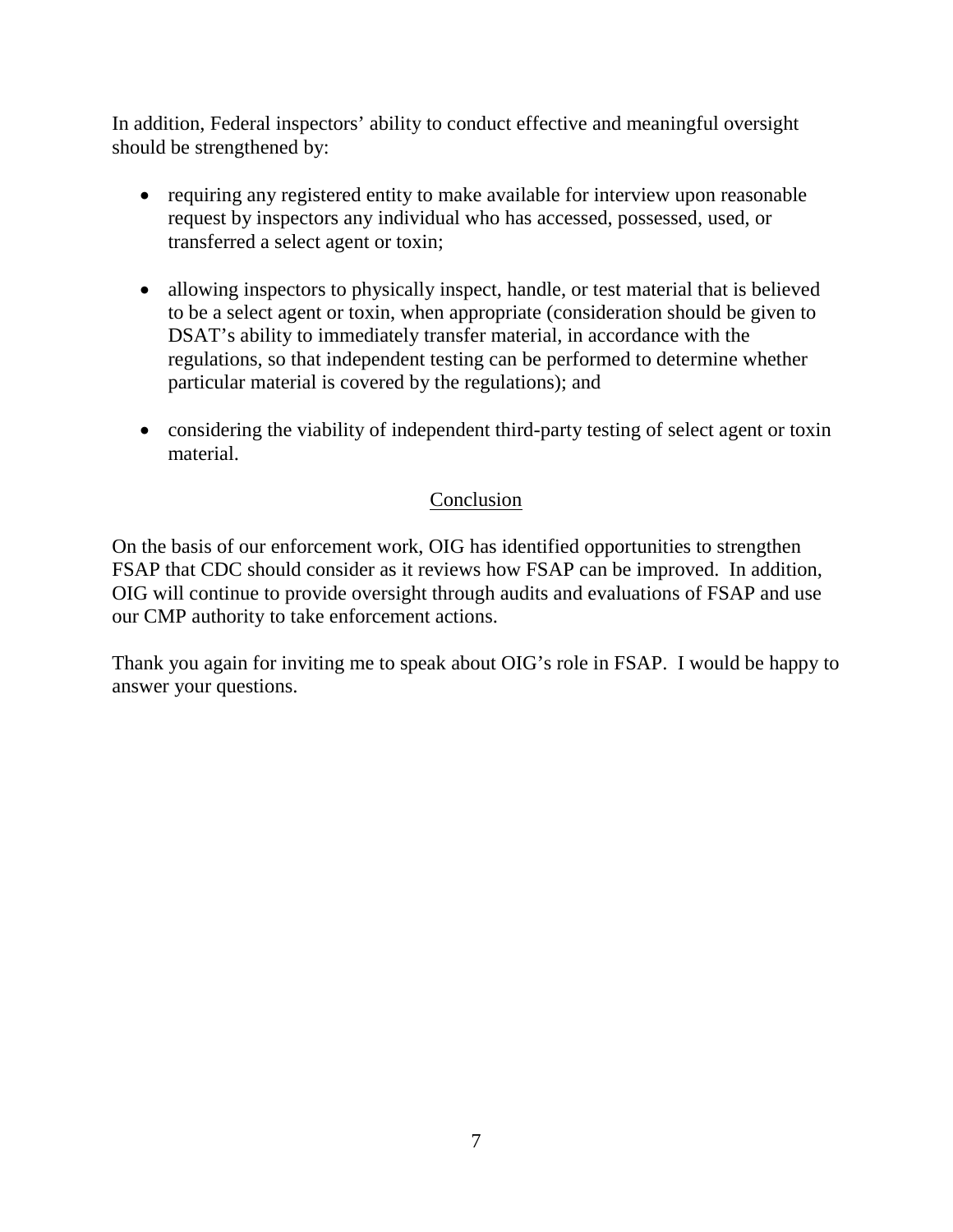In addition, Federal inspectors' ability to conduct effective and meaningful oversight should be strengthened by:

- requiring any registered entity to make available for interview upon reasonable request by inspectors any individual who has accessed, possessed, used, or transferred a select agent or toxin;
- allowing inspectors to physically inspect, handle, or test material that is believed to be a select agent or toxin, when appropriate (consideration should be given to DSAT's ability to immediately transfer material, in accordance with the regulations, so that independent testing can be performed to determine whether particular material is covered by the regulations); and
- considering the viability of independent third-party testing of select agent or toxin material.

## Conclusion

On the basis of our enforcement work, OIG has identified opportunities to strengthen FSAP that CDC should consider as it reviews how FSAP can be improved. In addition, OIG will continue to provide oversight through audits and evaluations of FSAP and use our CMP authority to take enforcement actions.

Thank you again for inviting me to speak about OIG's role in FSAP. I would be happy to answer your questions.